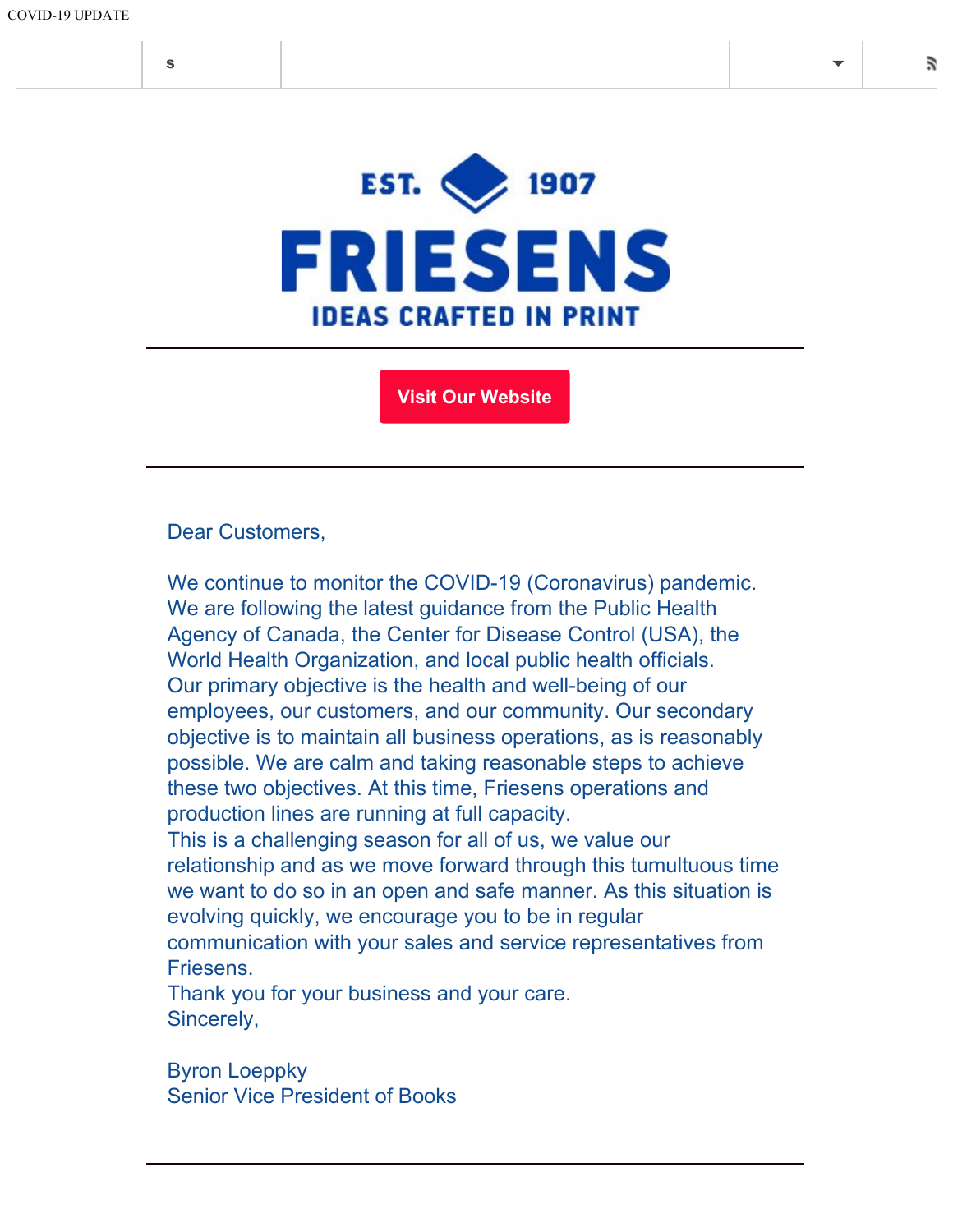COVID-19 UPDATE

EST. 1907

# FRIESENS

IDEAS CRAFTED IN PRINT

Visit Our Website

Dear Customers,

We continue to monitor the COVID-19 (Coronavirus) pandemic. We are following the latest guidance from the Public Health Agency of Canada, the Center for Disease Control (USA), the World Health Organization, and local public health officials. Our primary objective is the health and well-being of our employees, our customers, and our community. Our secondary objective is to maintain all business operations, as is reasonably possible. We are calm and taking reasonable steps to achieve these two objectives. At this time, Friesens operations and production lines are running at full capacity.

This is a challenging season for all of us, we value our relationship and as we move forward through this tumultuous time we want to do so in an open and safe manner. As this situation is evolving quickly, we encourage you to be in regular communication with your sales and service representatives from Friesens.

Thank you for your business and your care.

Sincerely,

Byron Loeppky
Senior Vice President of Books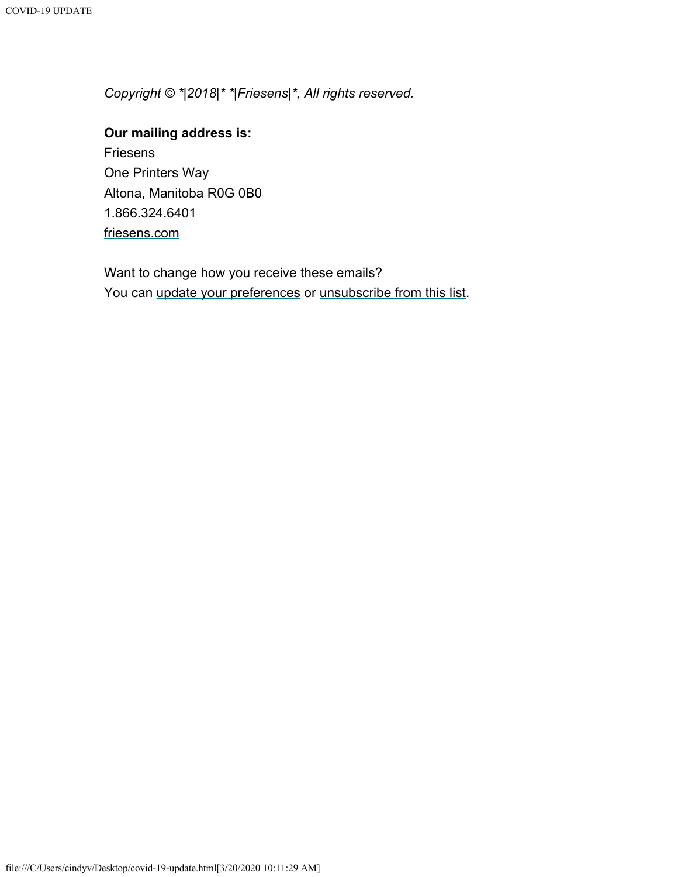*Copyright © *|2018|* *|Friesens|*, All rights reserved.*

**Our mailing address is:**
Friesens
One Printers Way
Altona, Manitoba R0G 0B0
1.866.324.6401
friesens.com

Want to change how you receive these emails?
You can update your preferences or unsubscribe from this list.